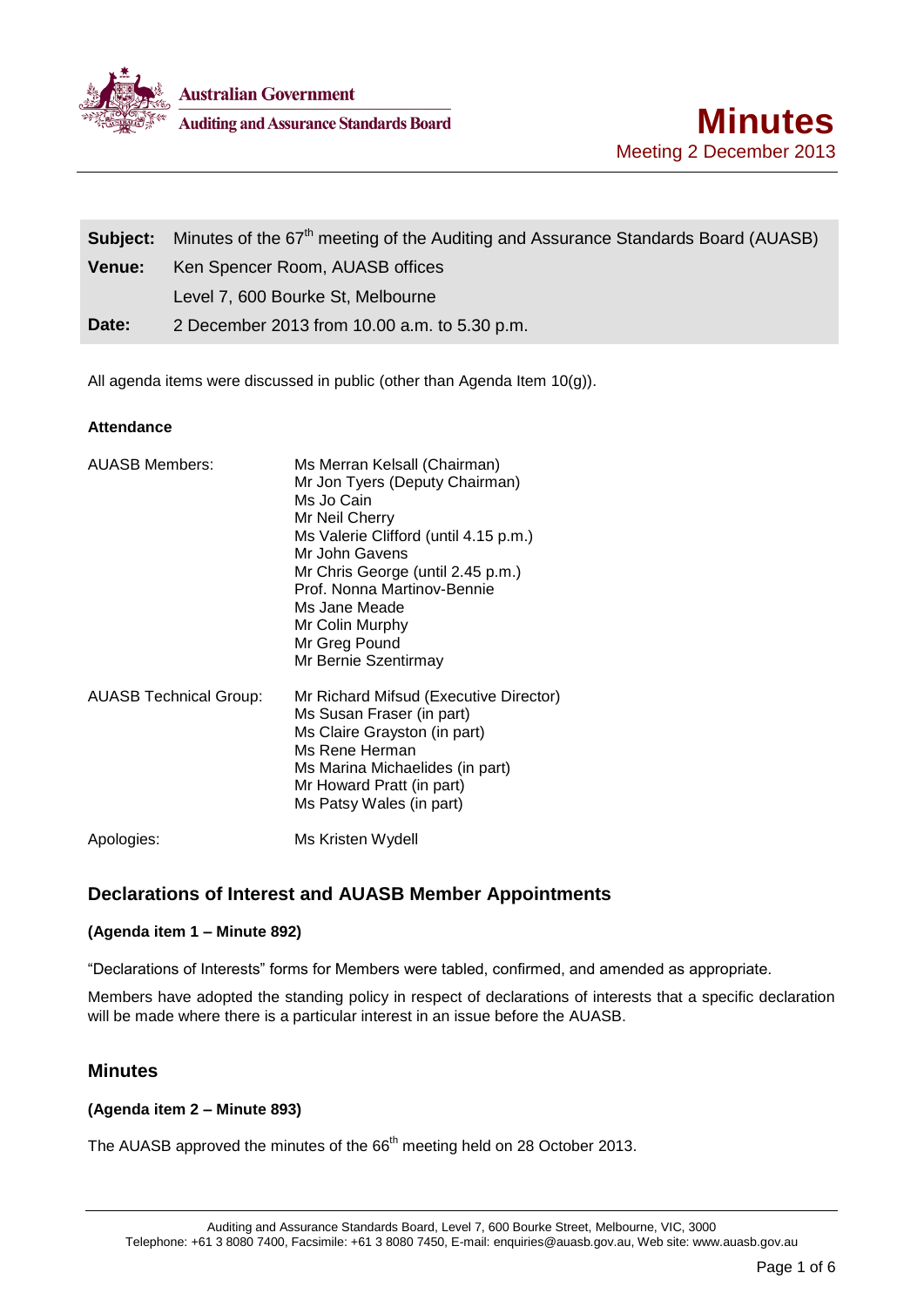Australian Government

Auditing and Assurance Standards Board

# Minutes

Meeting 2 December 2013

| | |
|---|---|
| **Subject:** | Minutes of the 67th meeting of the Auditing and Assurance Standards Board (AUASB) |
| **Venue:** | Ken Spencer Room, AUASB offices |
| | Level 7, 600 Bourke St, Melbourne |
| **Date:** | 2 December 2013 from 10.00 a.m. to 5.30 p.m. |

All agenda items were discussed in public (other than Agenda Item 10(g)).

**Attendance**

| | |
|---|---|
| AUASB Members: | Ms Merran Kelsall (Chairman)<br>Mr Jon Tyers (Deputy Chairman)<br>Ms Jo Cain<br>Mr Neil Cherry<br>Ms Valerie Clifford (until 4.15 p.m.)<br>Mr John Gavens<br>Mr Chris George (until 2.45 p.m.)<br>Prof. Nonna Martinov-Bennie<br>Ms Jane Meade<br>Mr Colin Murphy<br>Mr Greg Pound<br>Mr Bernie Szentirmay |
| AUASB Technical Group: | Mr Richard Mifsud (Executive Director)<br>Ms Susan Fraser (in part)<br>Ms Claire Grayston (in part)<br>Ms Rene Herman<br>Ms Marina Michaelides (in part)<br>Mr Howard Pratt (in part)<br>Ms Patsy Wales (in part) |
| Apologies: | Ms Kristen Wydell |

## Declarations of Interest and AUASB Member Appointments

**(Agenda item 1 – Minute 892)**

"Declarations of Interests" forms for Members were tabled, confirmed, and amended as appropriate.

Members have adopted the standing policy in respect of declarations of interests that a specific declaration will be made where there is a particular interest in an issue before the AUASB.

## Minutes

**(Agenda item 2 – Minute 893)**

The AUASB approved the minutes of the 66th meeting held on 28 October 2013.

Auditing and Assurance Standards Board, Level 7, 600 Bourke Street, Melbourne, VIC, 3000
Telephone: +61 3 8080 7400, Facsimile: +61 3 8080 7450, E-mail: enquiries@auasb.gov.au, Web site: www.auasb.gov.au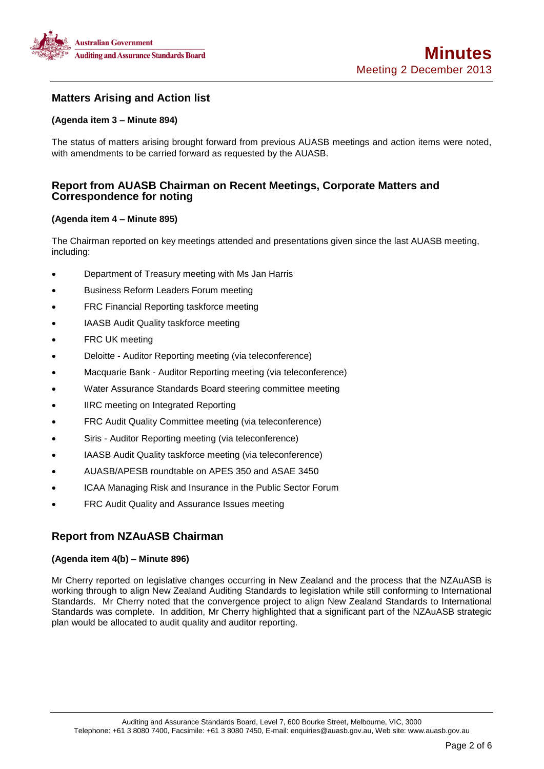## Matters Arising and Action list

**(Agenda item 3 – Minute 894)**

The status of matters arising brought forward from previous AUASB meetings and action items were noted, with amendments to be carried forward as requested by the AUASB.

## Report from AUASB Chairman on Recent Meetings, Corporate Matters and Correspondence for noting

**(Agenda item 4 – Minute 895)**

The Chairman reported on key meetings attended and presentations given since the last AUASB meeting, including:

- Department of Treasury meeting with Ms Jan Harris
- Business Reform Leaders Forum meeting
- FRC Financial Reporting taskforce meeting
- IAASB Audit Quality taskforce meeting
- FRC UK meeting
- Deloitte - Auditor Reporting meeting (via teleconference)
- Macquarie Bank - Auditor Reporting meeting (via teleconference)
- Water Assurance Standards Board steering committee meeting
- IIRC meeting on Integrated Reporting
- FRC Audit Quality Committee meeting (via teleconference)
- Siris - Auditor Reporting meeting (via teleconference)
- IAASB Audit Quality taskforce meeting (via teleconference)
- AUASB/APESB roundtable on APES 350 and ASAE 3450
- ICAA Managing Risk and Insurance in the Public Sector Forum
- FRC Audit Quality and Assurance Issues meeting

## Report from NZAuASB Chairman

**(Agenda item 4(b) – Minute 896)**

Mr Cherry reported on legislative changes occurring in New Zealand and the process that the NZAuASB is working through to align New Zealand Auditing Standards to legislation while still conforming to International Standards. Mr Cherry noted that the convergence project to align New Zealand Standards to International Standards was complete. In addition, Mr Cherry highlighted that a significant part of the NZAuASB strategic plan would be allocated to audit quality and auditor reporting.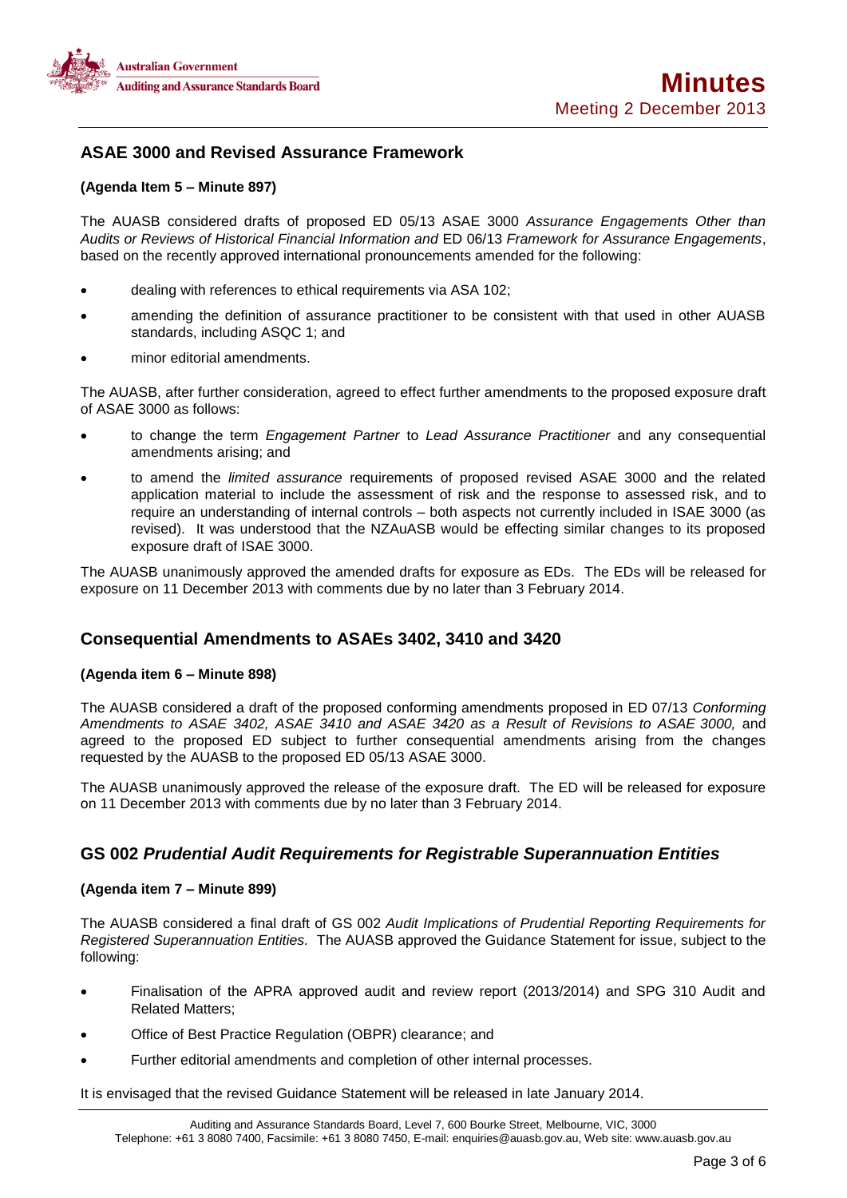## ASAE 3000 and Revised Assurance Framework

**(Agenda Item 5 – Minute 897)**

The AUASB considered drafts of proposed ED 05/13 ASAE 3000 *Assurance Engagements Other than Audits or Reviews of Historical Financial Information and* ED 06/13 *Framework for Assurance Engagements*, based on the recently approved international pronouncements amended for the following:

- dealing with references to ethical requirements via ASA 102;
- amending the definition of assurance practitioner to be consistent with that used in other AUASB standards, including ASQC 1; and
- minor editorial amendments.

The AUASB, after further consideration, agreed to effect further amendments to the proposed exposure draft of ASAE 3000 as follows:

- to change the term *Engagement Partner* to *Lead Assurance Practitioner* and any consequential amendments arising; and
- to amend the *limited assurance* requirements of proposed revised ASAE 3000 and the related application material to include the assessment of risk and the response to assessed risk, and to require an understanding of internal controls – both aspects not currently included in ISAE 3000 (as revised). It was understood that the NZAuASB would be effecting similar changes to its proposed exposure draft of ISAE 3000.

The AUASB unanimously approved the amended drafts for exposure as EDs. The EDs will be released for exposure on 11 December 2013 with comments due by no later than 3 February 2014.

## Consequential Amendments to ASAEs 3402, 3410 and 3420

**(Agenda item 6 – Minute 898)**

The AUASB considered a draft of the proposed conforming amendments proposed in ED 07/13 *Conforming Amendments to ASAE 3402, ASAE 3410 and ASAE 3420 as a Result of Revisions to ASAE 3000,* and agreed to the proposed ED subject to further consequential amendments arising from the changes requested by the AUASB to the proposed ED 05/13 ASAE 3000.

The AUASB unanimously approved the release of the exposure draft. The ED will be released for exposure on 11 December 2013 with comments due by no later than 3 February 2014.

## GS 002 *Prudential Audit Requirements for Registrable Superannuation Entities*

**(Agenda item 7 – Minute 899)**

The AUASB considered a final draft of GS 002 *Audit Implications of Prudential Reporting Requirements for Registered Superannuation Entities.* The AUASB approved the Guidance Statement for issue, subject to the following:

- Finalisation of the APRA approved audit and review report (2013/2014) and SPG 310 Audit and Related Matters;
- Office of Best Practice Regulation (OBPR) clearance; and
- Further editorial amendments and completion of other internal processes.

It is envisaged that the revised Guidance Statement will be released in late January 2014.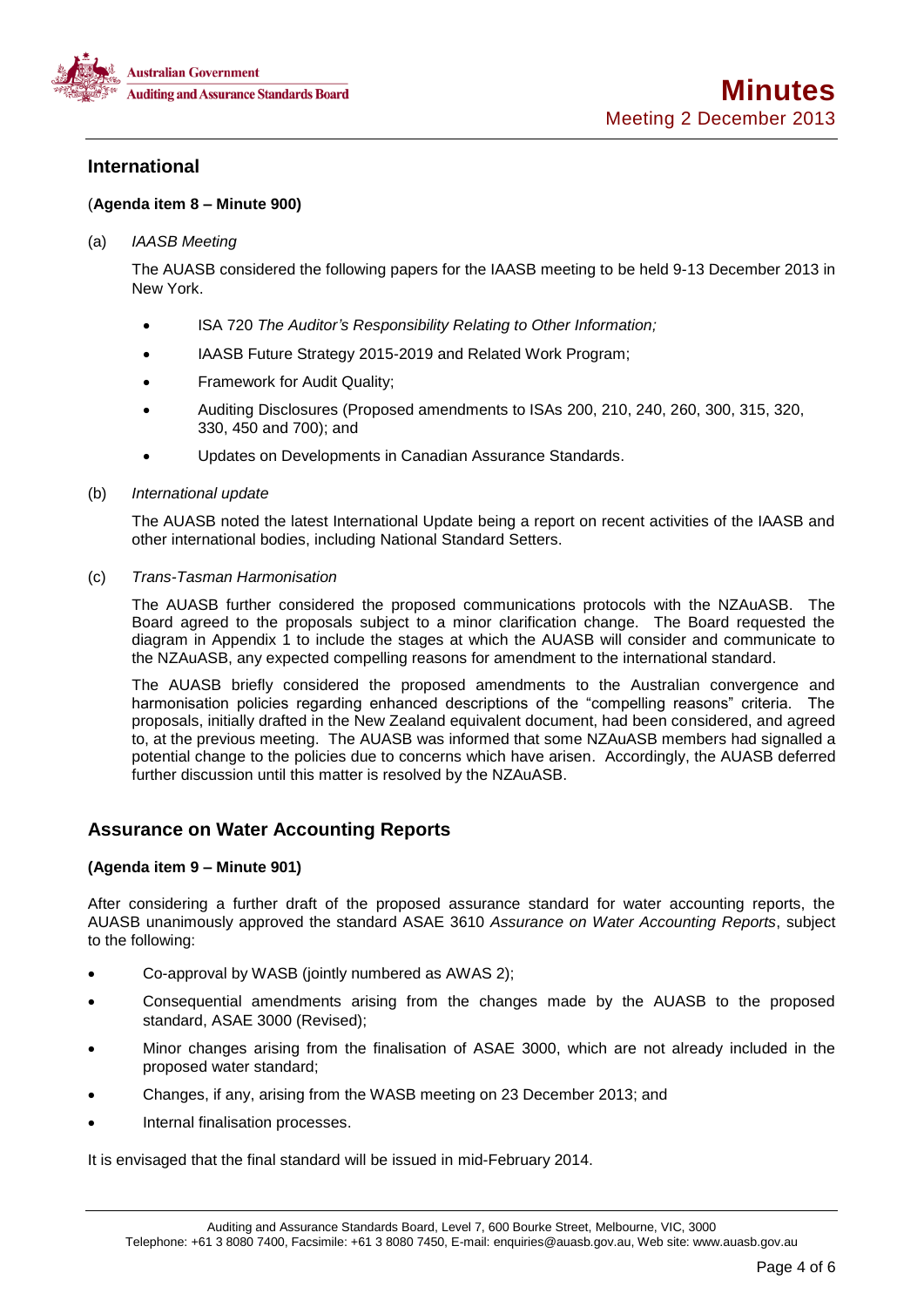## International

(**Agenda item 8 – Minute 900)**

(a) *IAASB Meeting*

The AUASB considered the following papers for the IAASB meeting to be held 9-13 December 2013 in New York.

- ISA 720 *The Auditor's Responsibility Relating to Other Information;*
- IAASB Future Strategy 2015-2019 and Related Work Program;
- Framework for Audit Quality;
- Auditing Disclosures (Proposed amendments to ISAs 200, 210, 240, 260, 300, 315, 320, 330, 450 and 700); and
- Updates on Developments in Canadian Assurance Standards.

(b) *International update*

The AUASB noted the latest International Update being a report on recent activities of the IAASB and other international bodies, including National Standard Setters.

(c) *Trans-Tasman Harmonisation*

The AUASB further considered the proposed communications protocols with the NZAuASB. The Board agreed to the proposals subject to a minor clarification change. The Board requested the diagram in Appendix 1 to include the stages at which the AUASB will consider and communicate to the NZAuASB, any expected compelling reasons for amendment to the international standard.

The AUASB briefly considered the proposed amendments to the Australian convergence and harmonisation policies regarding enhanced descriptions of the "compelling reasons" criteria. The proposals, initially drafted in the New Zealand equivalent document, had been considered, and agreed to, at the previous meeting. The AUASB was informed that some NZAuASB members had signalled a potential change to the policies due to concerns which have arisen. Accordingly, the AUASB deferred further discussion until this matter is resolved by the NZAuASB.

## Assurance on Water Accounting Reports

**(Agenda item 9 – Minute 901)**

After considering a further draft of the proposed assurance standard for water accounting reports, the AUASB unanimously approved the standard ASAE 3610 *Assurance on Water Accounting Reports*, subject to the following:

- Co-approval by WASB (jointly numbered as AWAS 2);
- Consequential amendments arising from the changes made by the AUASB to the proposed standard, ASAE 3000 (Revised);
- Minor changes arising from the finalisation of ASAE 3000, which are not already included in the proposed water standard;
- Changes, if any, arising from the WASB meeting on 23 December 2013; and
- Internal finalisation processes.

It is envisaged that the final standard will be issued in mid-February 2014.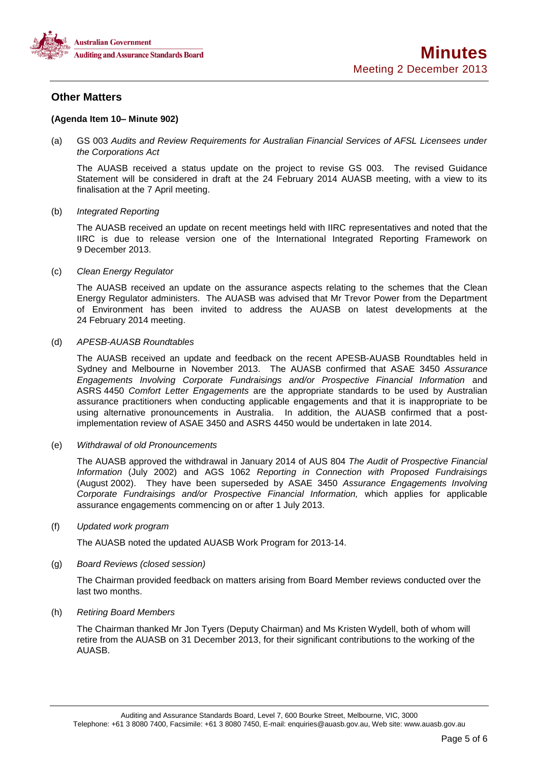## Other Matters

**(Agenda Item 10– Minute 902)**

(a) GS 003 *Audits and Review Requirements for Australian Financial Services of AFSL Licensees under the Corporations Act*

The AUASB received a status update on the project to revise GS 003. The revised Guidance Statement will be considered in draft at the 24 February 2014 AUASB meeting, with a view to its finalisation at the 7 April meeting.

(b) *Integrated Reporting*

The AUASB received an update on recent meetings held with IIRC representatives and noted that the IIRC is due to release version one of the International Integrated Reporting Framework on 9 December 2013.

(c) *Clean Energy Regulator*

The AUASB received an update on the assurance aspects relating to the schemes that the Clean Energy Regulator administers. The AUASB was advised that Mr Trevor Power from the Department of Environment has been invited to address the AUASB on latest developments at the 24 February 2014 meeting.

(d) *APESB-AUASB Roundtables*

The AUASB received an update and feedback on the recent APESB-AUASB Roundtables held in Sydney and Melbourne in November 2013. The AUASB confirmed that ASAE 3450 *Assurance Engagements Involving Corporate Fundraisings and/or Prospective Financial Information* and ASRS 4450 *Comfort Letter Engagements* are the appropriate standards to be used by Australian assurance practitioners when conducting applicable engagements and that it is inappropriate to be using alternative pronouncements in Australia. In addition, the AUASB confirmed that a post-implementation review of ASAE 3450 and ASRS 4450 would be undertaken in late 2014.

(e) *Withdrawal of old Pronouncements*

The AUASB approved the withdrawal in January 2014 of AUS 804 *The Audit of Prospective Financial Information* (July 2002) and AGS 1062 *Reporting in Connection with Proposed Fundraisings* (August 2002). They have been superseded by ASAE 3450 *Assurance Engagements Involving Corporate Fundraisings and/or Prospective Financial Information,* which applies for applicable assurance engagements commencing on or after 1 July 2013.

(f) *Updated work program*

The AUASB noted the updated AUASB Work Program for 2013-14.

(g) *Board Reviews (closed session)*

The Chairman provided feedback on matters arising from Board Member reviews conducted over the last two months.

(h) *Retiring Board Members*

The Chairman thanked Mr Jon Tyers (Deputy Chairman) and Ms Kristen Wydell, both of whom will retire from the AUASB on 31 December 2013, for their significant contributions to the working of the AUASB.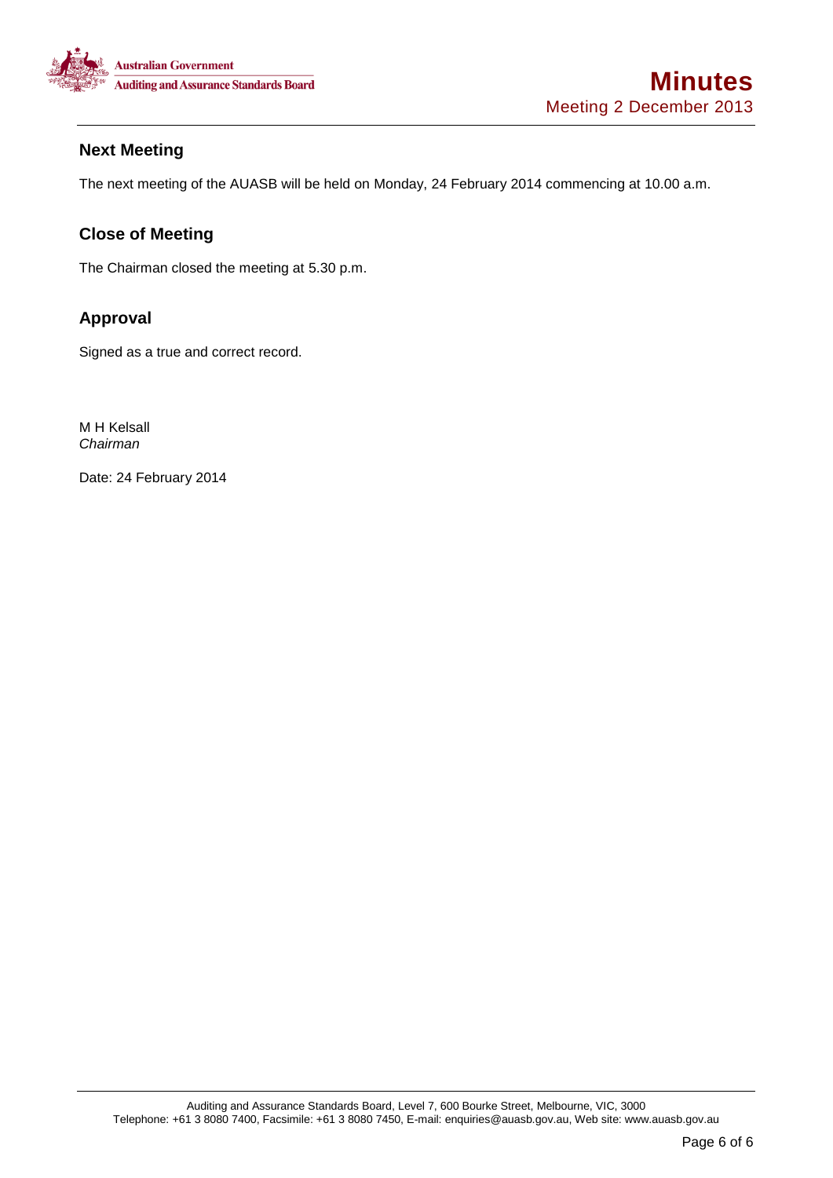## Next Meeting

The next meeting of the AUASB will be held on Monday, 24 February 2014 commencing at 10.00 a.m.

## Close of Meeting

The Chairman closed the meeting at 5.30 p.m.

## Approval

Signed as a true and correct record.

M H Kelsall
*Chairman*

Date: 24 February 2014